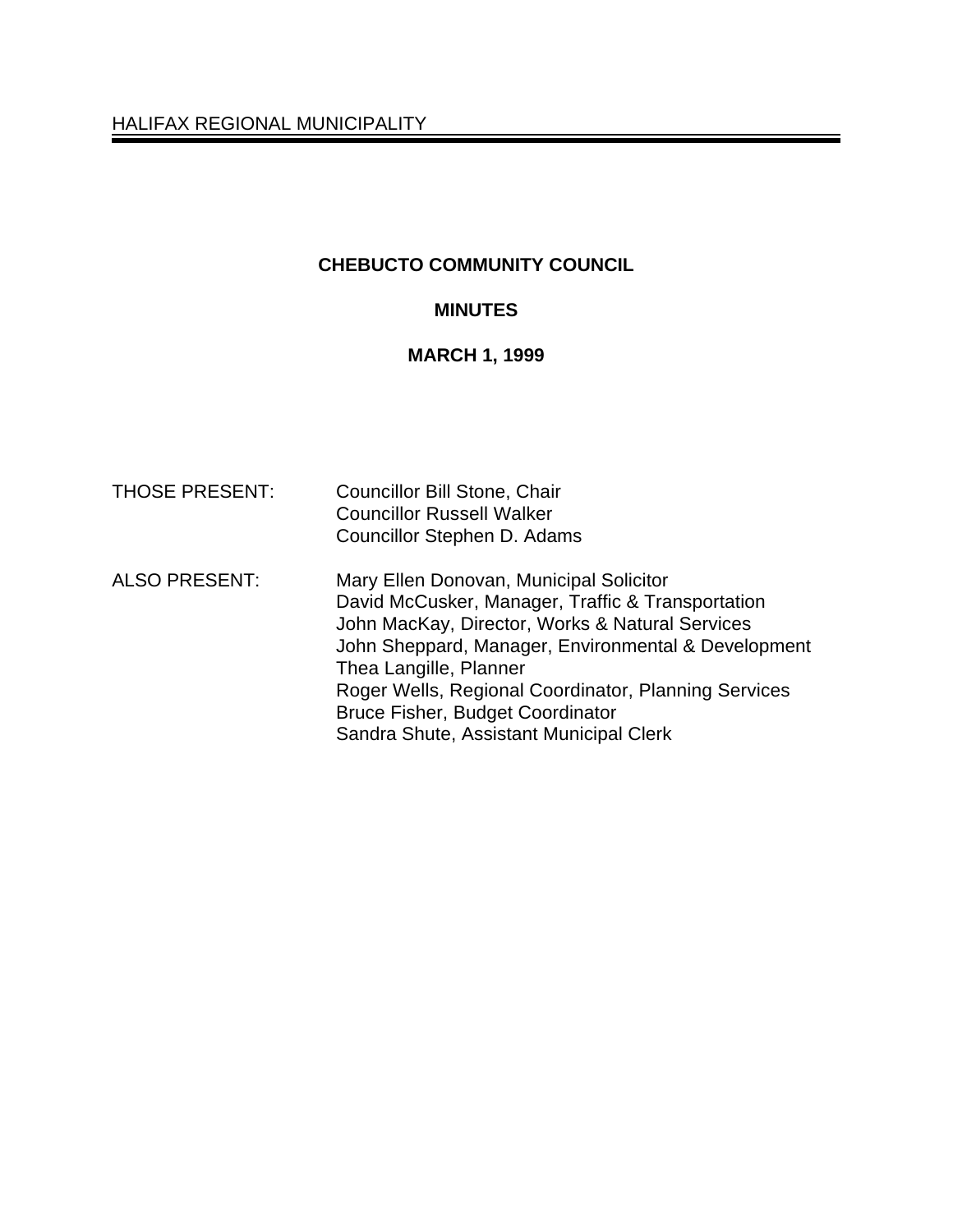HALIFAX REGIONAL MUNICIPALITY

# CHEBUCTO COMMUNITY COUNCIL

## MINUTES

## MARCH 1, 1999

| | |
|---|---|
| THOSE PRESENT: | Councillor Bill Stone, Chair<br>Councillor Russell Walker<br>Councillor Stephen D. Adams |
| ALSO PRESENT: | Mary Ellen Donovan, Municipal Solicitor<br>David McCusker, Manager, Traffic & Transportation<br>John MacKay, Director, Works & Natural Services<br>John Sheppard, Manager, Environmental & Development<br>Thea Langille, Planner<br>Roger Wells, Regional Coordinator, Planning Services<br>Bruce Fisher, Budget Coordinator<br>Sandra Shute, Assistant Municipal Clerk |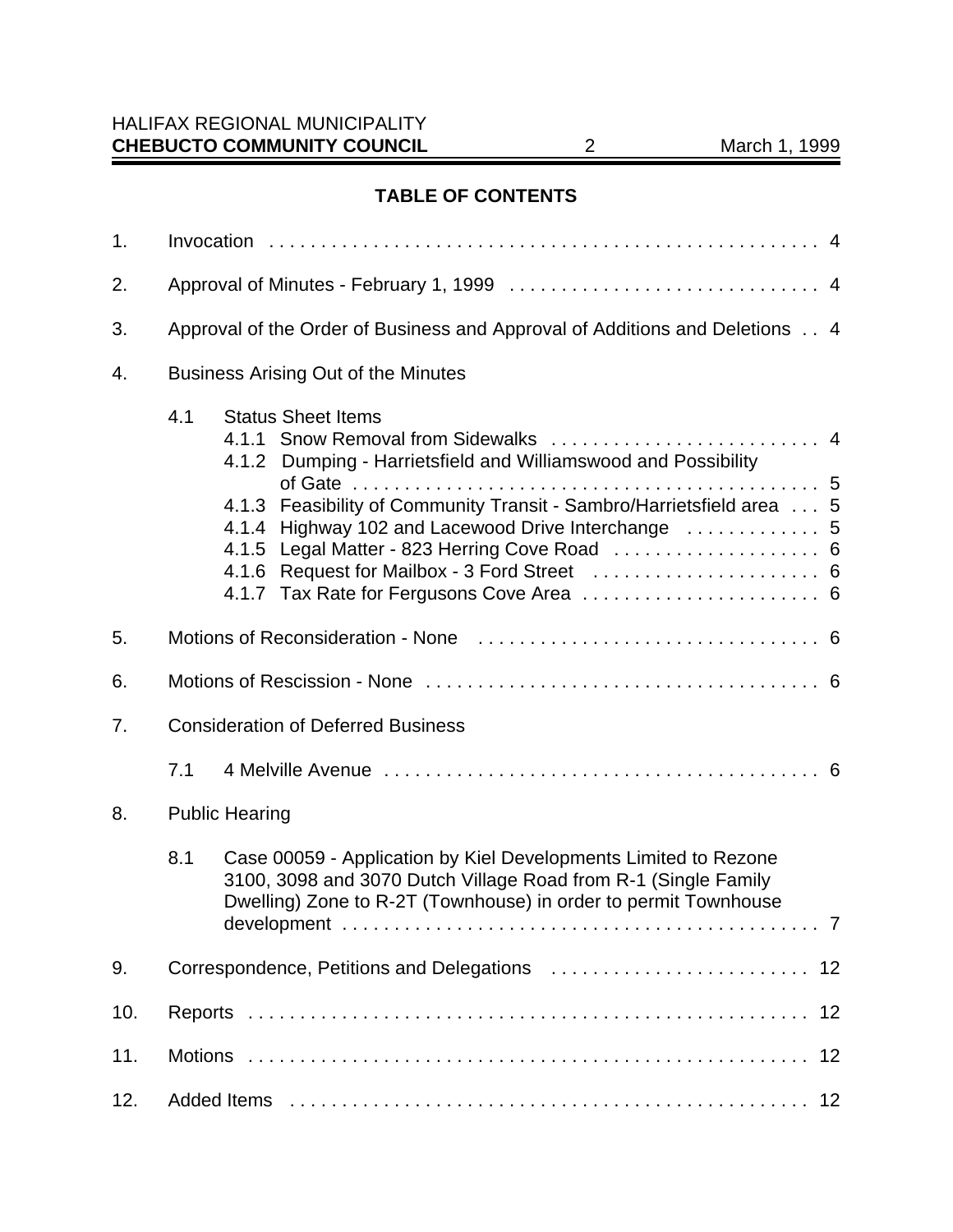## TABLE OF CONTENTS

1. Invocation . . . . . 4
2. Approval of Minutes - February 1, 1999 . . . . . 4
3. Approval of the Order of Business and Approval of Additions and Deletions . . 4
4. Business Arising Out of the Minutes
   - 4.1 Status Sheet Items
     - 4.1.1 Snow Removal from Sidewalks . . . . . 4
     - 4.1.2 Dumping - Harrietsfield and Williamswood and Possibility of Gate . . . . . 5
     - 4.1.3 Feasibility of Community Transit - Sambro/Harrietsfield area . . . 5
     - 4.1.4 Highway 102 and Lacewood Drive Interchange . . . . . 5
     - 4.1.5 Legal Matter - 823 Herring Cove Road . . . . . 6
     - 4.1.6 Request for Mailbox - 3 Ford Street . . . . . 6
     - 4.1.7 Tax Rate for Fergusons Cove Area . . . . . 6
5. Motions of Reconsideration - None . . . . . 6
6. Motions of Rescission - None . . . . . 6
7. Consideration of Deferred Business
   - 7.1 4 Melville Avenue . . . . . 6
8. Public Hearing
   - 8.1 Case 00059 - Application by Kiel Developments Limited to Rezone 3100, 3098 and 3070 Dutch Village Road from R-1 (Single Family Dwelling) Zone to R-2T (Townhouse) in order to permit Townhouse development . . . . . 7
9. Correspondence, Petitions and Delegations . . . . . 12
10. Reports . . . . . 12
11. Motions . . . . . 12
12. Added Items . . . . . 12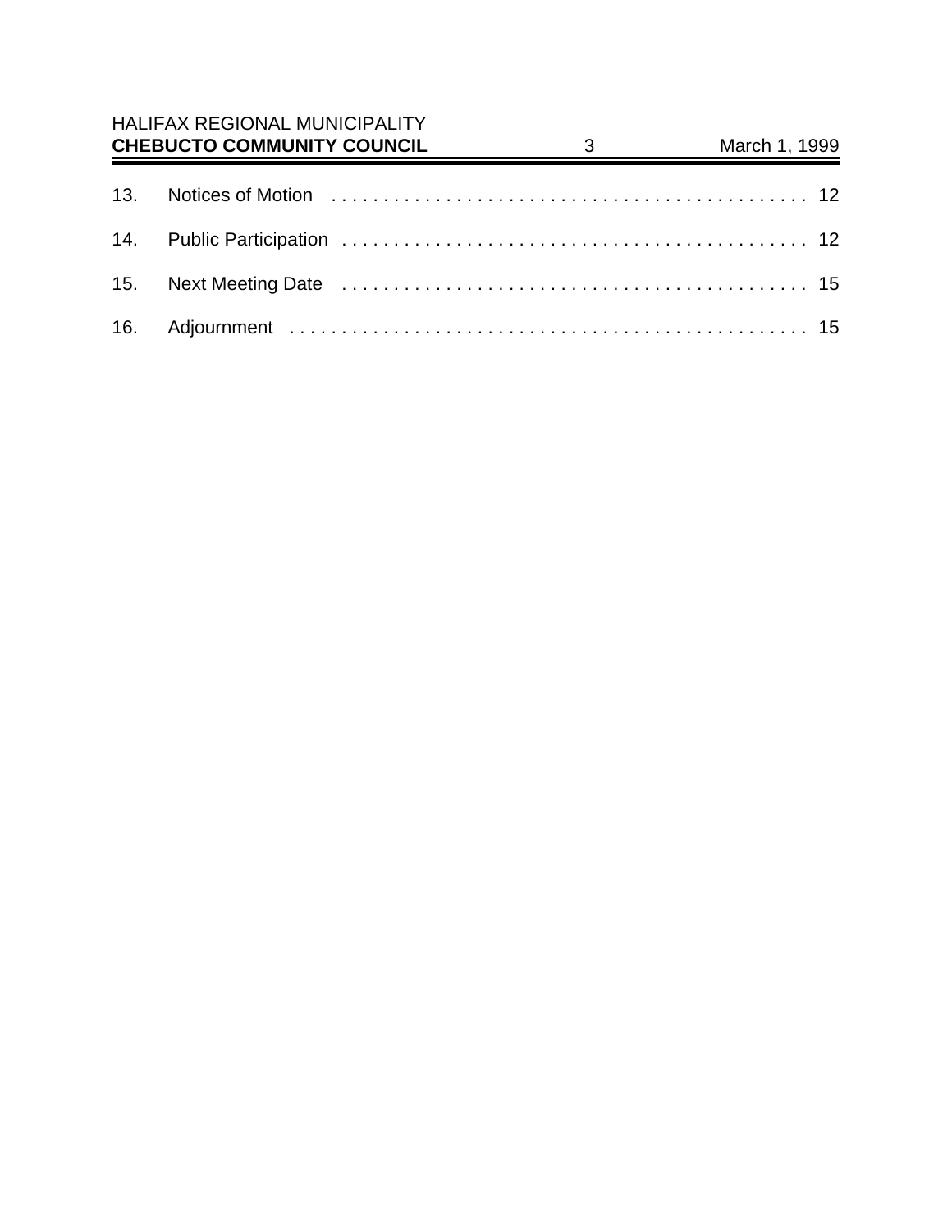13. Notices of Motion . . . . . . . . . . . . . . . . . . . . . . . . . . . . . . . . . . . . . . . . . . . . . . 12

14. Public Participation . . . . . . . . . . . . . . . . . . . . . . . . . . . . . . . . . . . . . . . . . . . . . 12

15. Next Meeting Date . . . . . . . . . . . . . . . . . . . . . . . . . . . . . . . . . . . . . . . . . . . . . 15

16. Adjournment . . . . . . . . . . . . . . . . . . . . . . . . . . . . . . . . . . . . . . . . . . . . . . . . . 15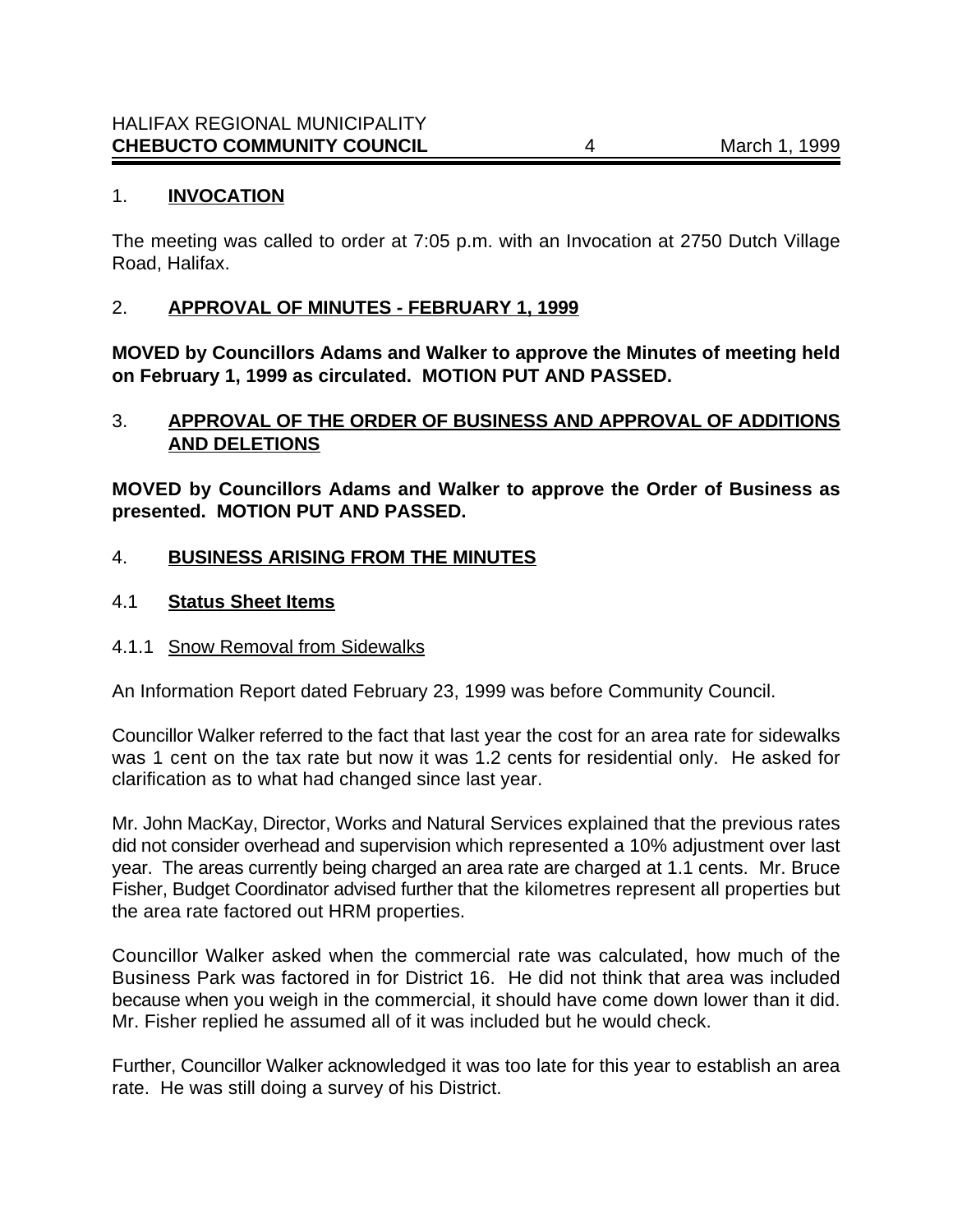## 1. INVOCATION

The meeting was called to order at 7:05 p.m. with an Invocation at 2750 Dutch Village Road, Halifax.

## 2. APPROVAL OF MINUTES - FEBRUARY 1, 1999

**MOVED by Councillors Adams and Walker to approve the Minutes of meeting held on February 1, 1999 as circulated. MOTION PUT AND PASSED.**

## 3. APPROVAL OF THE ORDER OF BUSINESS AND APPROVAL OF ADDITIONS AND DELETIONS

**MOVED by Councillors Adams and Walker to approve the Order of Business as presented. MOTION PUT AND PASSED.**

## 4. BUSINESS ARISING FROM THE MINUTES

### 4.1 Status Sheet Items

#### 4.1.1 Snow Removal from Sidewalks

An Information Report dated February 23, 1999 was before Community Council.

Councillor Walker referred to the fact that last year the cost for an area rate for sidewalks was 1 cent on the tax rate but now it was 1.2 cents for residential only. He asked for clarification as to what had changed since last year.

Mr. John MacKay, Director, Works and Natural Services explained that the previous rates did not consider overhead and supervision which represented a 10% adjustment over last year. The areas currently being charged an area rate are charged at 1.1 cents. Mr. Bruce Fisher, Budget Coordinator advised further that the kilometres represent all properties but the area rate factored out HRM properties.

Councillor Walker asked when the commercial rate was calculated, how much of the Business Park was factored in for District 16. He did not think that area was included because when you weigh in the commercial, it should have come down lower than it did. Mr. Fisher replied he assumed all of it was included but he would check.

Further, Councillor Walker acknowledged it was too late for this year to establish an area rate. He was still doing a survey of his District.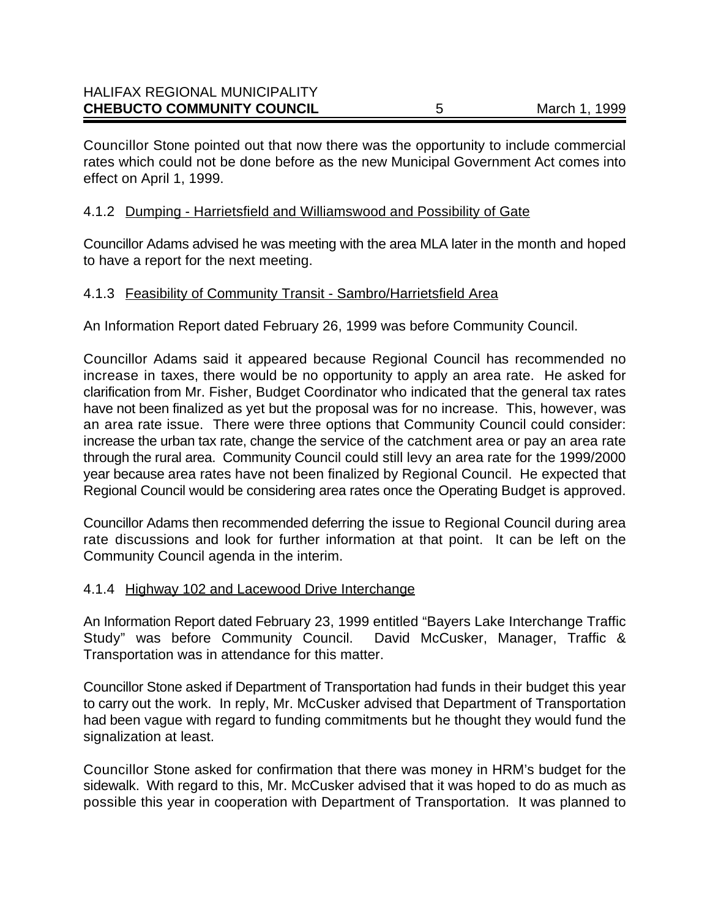Councillor Stone pointed out that now there was the opportunity to include commercial rates which could not be done before as the new Municipal Government Act comes into effect on April 1, 1999.

### 4.1.2 Dumping - Harrietsfield and Williamswood and Possibility of Gate

Councillor Adams advised he was meeting with the area MLA later in the month and hoped to have a report for the next meeting.

### 4.1.3 Feasibility of Community Transit - Sambro/Harrietsfield Area

An Information Report dated February 26, 1999 was before Community Council.

Councillor Adams said it appeared because Regional Council has recommended no increase in taxes, there would be no opportunity to apply an area rate. He asked for clarification from Mr. Fisher, Budget Coordinator who indicated that the general tax rates have not been finalized as yet but the proposal was for no increase. This, however, was an area rate issue. There were three options that Community Council could consider: increase the urban tax rate, change the service of the catchment area or pay an area rate through the rural area. Community Council could still levy an area rate for the 1999/2000 year because area rates have not been finalized by Regional Council. He expected that Regional Council would be considering area rates once the Operating Budget is approved.

Councillor Adams then recommended deferring the issue to Regional Council during area rate discussions and look for further information at that point. It can be left on the Community Council agenda in the interim.

### 4.1.4 Highway 102 and Lacewood Drive Interchange

An Information Report dated February 23, 1999 entitled "Bayers Lake Interchange Traffic Study" was before Community Council. David McCusker, Manager, Traffic & Transportation was in attendance for this matter.

Councillor Stone asked if Department of Transportation had funds in their budget this year to carry out the work. In reply, Mr. McCusker advised that Department of Transportation had been vague with regard to funding commitments but he thought they would fund the signalization at least.

Councillor Stone asked for confirmation that there was money in HRM's budget for the sidewalk. With regard to this, Mr. McCusker advised that it was hoped to do as much as possible this year in cooperation with Department of Transportation. It was planned to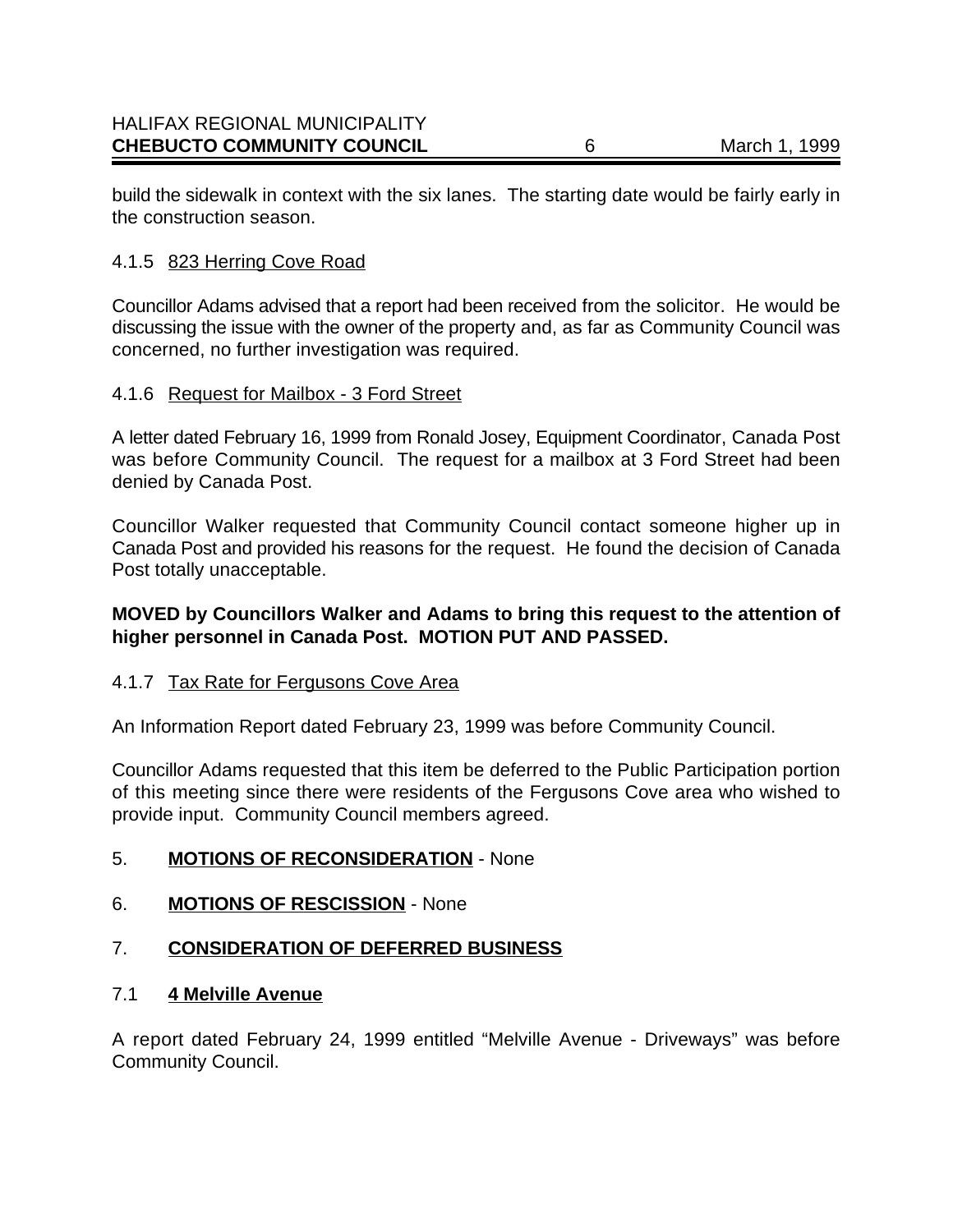build the sidewalk in context with the six lanes. The starting date would be fairly early in the construction season.

4.1.5 823 Herring Cove Road

Councillor Adams advised that a report had been received from the solicitor. He would be discussing the issue with the owner of the property and, as far as Community Council was concerned, no further investigation was required.

4.1.6 Request for Mailbox - 3 Ford Street

A letter dated February 16, 1999 from Ronald Josey, Equipment Coordinator, Canada Post was before Community Council. The request for a mailbox at 3 Ford Street had been denied by Canada Post.

Councillor Walker requested that Community Council contact someone higher up in Canada Post and provided his reasons for the request. He found the decision of Canada Post totally unacceptable.

**MOVED by Councillors Walker and Adams to bring this request to the attention of higher personnel in Canada Post. MOTION PUT AND PASSED.**

4.1.7 Tax Rate for Fergusons Cove Area

An Information Report dated February 23, 1999 was before Community Council.

Councillor Adams requested that this item be deferred to the Public Participation portion of this meeting since there were residents of the Fergusons Cove area who wished to provide input. Community Council members agreed.

5. **MOTIONS OF RECONSIDERATION** - None

6. **MOTIONS OF RESCISSION** - None

7. **CONSIDERATION OF DEFERRED BUSINESS**

7.1 **4 Melville Avenue**

A report dated February 24, 1999 entitled "Melville Avenue - Driveways" was before Community Council.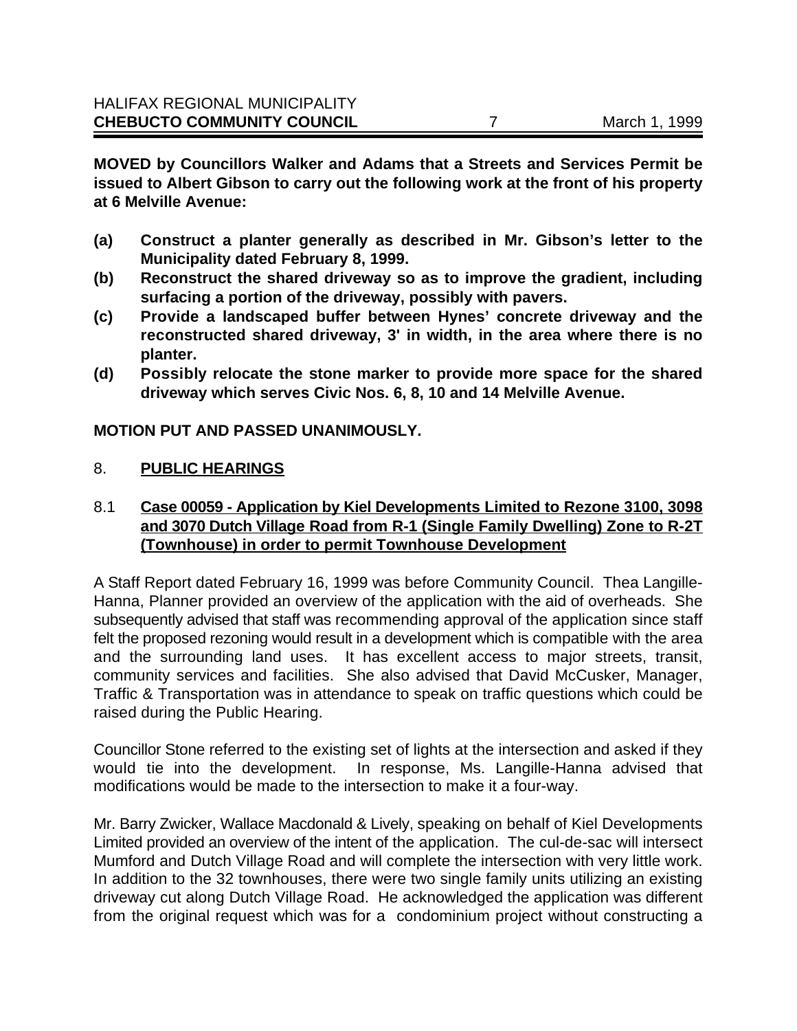**MOVED by Councillors Walker and Adams that a Streets and Services Permit be issued to Albert Gibson to carry out the following work at the front of his property at 6 Melville Avenue:**

**(a) Construct a planter generally as described in Mr. Gibson's letter to the Municipality dated February 8, 1999.**

**(b) Reconstruct the shared driveway so as to improve the gradient, including surfacing a portion of the driveway, possibly with pavers.**

**(c) Provide a landscaped buffer between Hynes' concrete driveway and the reconstructed shared driveway, 3' in width, in the area where there is no planter.**

**(d) Possibly relocate the stone marker to provide more space for the shared driveway which serves Civic Nos. 6, 8, 10 and 14 Melville Avenue.**

**MOTION PUT AND PASSED UNANIMOUSLY.**

## 8. PUBLIC HEARINGS

### 8.1 Case 00059 - Application by Kiel Developments Limited to Rezone 3100, 3098 and 3070 Dutch Village Road from R-1 (Single Family Dwelling) Zone to R-2T (Townhouse) in order to permit Townhouse Development

A Staff Report dated February 16, 1999 was before Community Council. Thea Langille-Hanna, Planner provided an overview of the application with the aid of overheads. She subsequently advised that staff was recommending approval of the application since staff felt the proposed rezoning would result in a development which is compatible with the area and the surrounding land uses. It has excellent access to major streets, transit, community services and facilities. She also advised that David McCusker, Manager, Traffic & Transportation was in attendance to speak on traffic questions which could be raised during the Public Hearing.

Councillor Stone referred to the existing set of lights at the intersection and asked if they would tie into the development. In response, Ms. Langille-Hanna advised that modifications would be made to the intersection to make it a four-way.

Mr. Barry Zwicker, Wallace Macdonald & Lively, speaking on behalf of Kiel Developments Limited provided an overview of the intent of the application. The cul-de-sac will intersect Mumford and Dutch Village Road and will complete the intersection with very little work. In addition to the 32 townhouses, there were two single family units utilizing an existing driveway cut along Dutch Village Road. He acknowledged the application was different from the original request which was for a condominium project without constructing a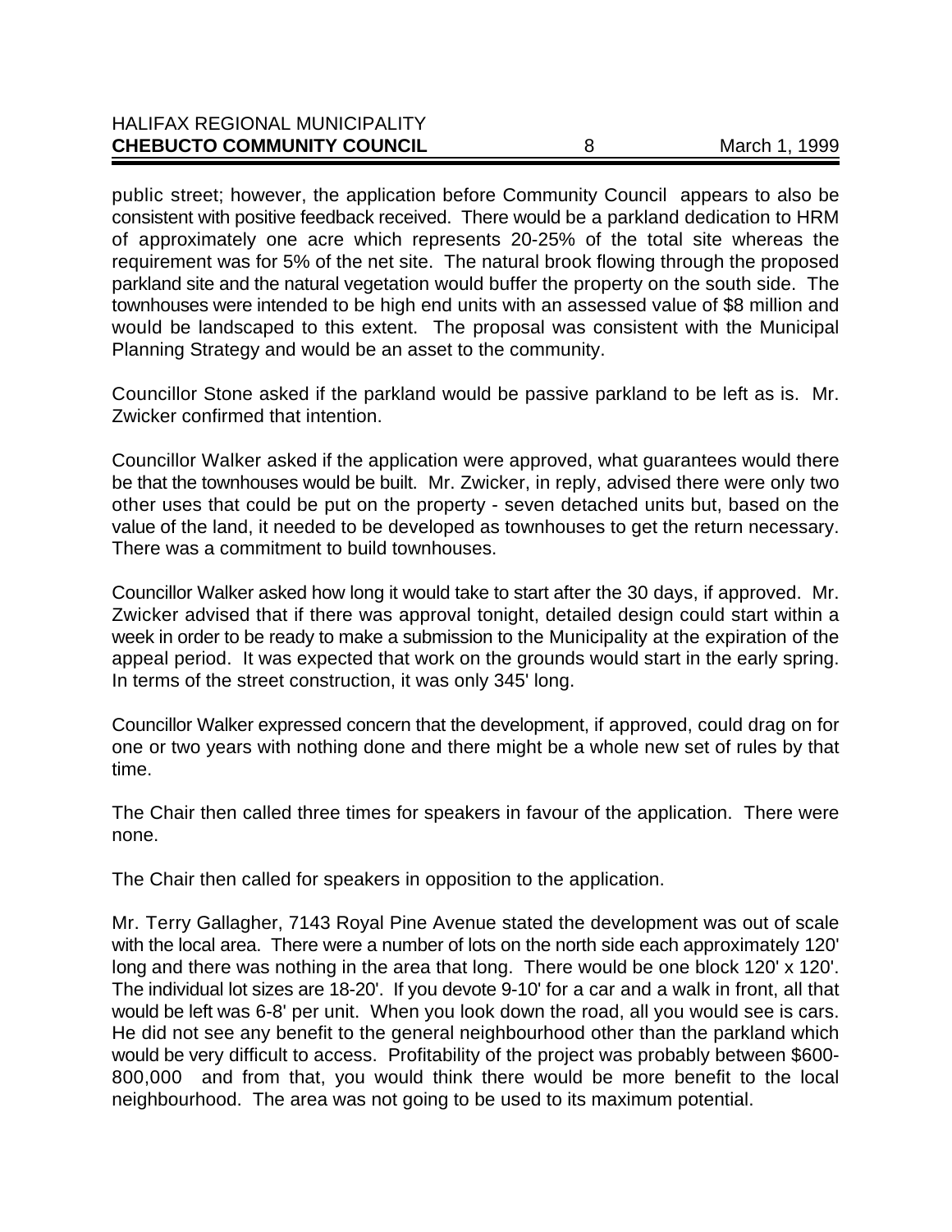public street; however, the application before Community Council appears to also be consistent with positive feedback received. There would be a parkland dedication to HRM of approximately one acre which represents 20-25% of the total site whereas the requirement was for 5% of the net site. The natural brook flowing through the proposed parkland site and the natural vegetation would buffer the property on the south side. The townhouses were intended to be high end units with an assessed value of $8 million and would be landscaped to this extent. The proposal was consistent with the Municipal Planning Strategy and would be an asset to the community.

Councillor Stone asked if the parkland would be passive parkland to be left as is. Mr. Zwicker confirmed that intention.

Councillor Walker asked if the application were approved, what guarantees would there be that the townhouses would be built. Mr. Zwicker, in reply, advised there were only two other uses that could be put on the property - seven detached units but, based on the value of the land, it needed to be developed as townhouses to get the return necessary. There was a commitment to build townhouses.

Councillor Walker asked how long it would take to start after the 30 days, if approved. Mr. Zwicker advised that if there was approval tonight, detailed design could start within a week in order to be ready to make a submission to the Municipality at the expiration of the appeal period. It was expected that work on the grounds would start in the early spring. In terms of the street construction, it was only 345' long.

Councillor Walker expressed concern that the development, if approved, could drag on for one or two years with nothing done and there might be a whole new set of rules by that time.

The Chair then called three times for speakers in favour of the application. There were none.

The Chair then called for speakers in opposition to the application.

Mr. Terry Gallagher, 7143 Royal Pine Avenue stated the development was out of scale with the local area. There were a number of lots on the north side each approximately 120' long and there was nothing in the area that long. There would be one block 120' x 120'. The individual lot sizes are 18-20'. If you devote 9-10' for a car and a walk in front, all that would be left was 6-8' per unit. When you look down the road, all you would see is cars. He did not see any benefit to the general neighbourhood other than the parkland which would be very difficult to access. Profitability of the project was probably between $600-800,000 and from that, you would think there would be more benefit to the local neighbourhood. The area was not going to be used to its maximum potential.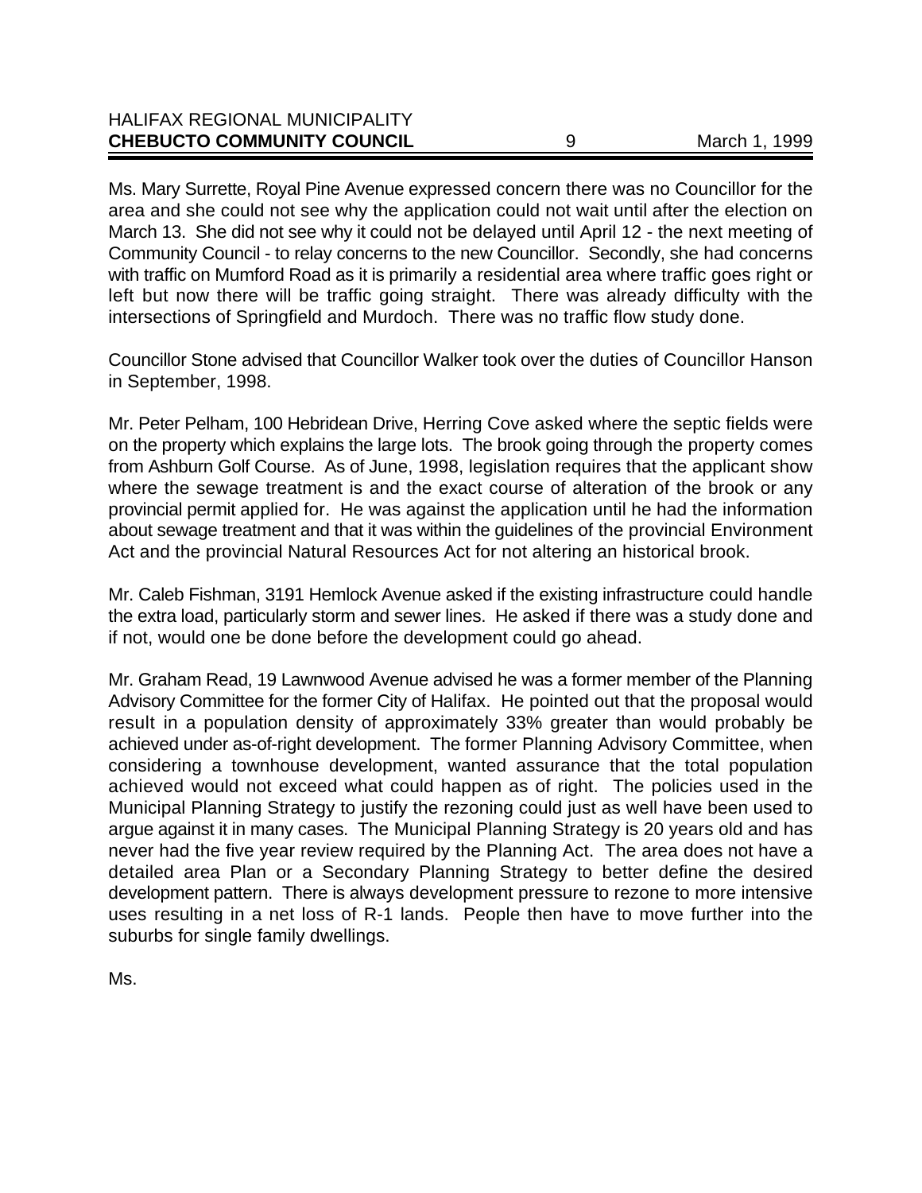Ms. Mary Surrette, Royal Pine Avenue expressed concern there was no Councillor for the area and she could not see why the application could not wait until after the election on March 13. She did not see why it could not be delayed until April 12 - the next meeting of Community Council - to relay concerns to the new Councillor. Secondly, she had concerns with traffic on Mumford Road as it is primarily a residential area where traffic goes right or left but now there will be traffic going straight. There was already difficulty with the intersections of Springfield and Murdoch. There was no traffic flow study done.

Councillor Stone advised that Councillor Walker took over the duties of Councillor Hanson in September, 1998.

Mr. Peter Pelham, 100 Hebridean Drive, Herring Cove asked where the septic fields were on the property which explains the large lots. The brook going through the property comes from Ashburn Golf Course. As of June, 1998, legislation requires that the applicant show where the sewage treatment is and the exact course of alteration of the brook or any provincial permit applied for. He was against the application until he had the information about sewage treatment and that it was within the guidelines of the provincial Environment Act and the provincial Natural Resources Act for not altering an historical brook.

Mr. Caleb Fishman, 3191 Hemlock Avenue asked if the existing infrastructure could handle the extra load, particularly storm and sewer lines. He asked if there was a study done and if not, would one be done before the development could go ahead.

Mr. Graham Read, 19 Lawnwood Avenue advised he was a former member of the Planning Advisory Committee for the former City of Halifax. He pointed out that the proposal would result in a population density of approximately 33% greater than would probably be achieved under as-of-right development. The former Planning Advisory Committee, when considering a townhouse development, wanted assurance that the total population achieved would not exceed what could happen as of right. The policies used in the Municipal Planning Strategy to justify the rezoning could just as well have been used to argue against it in many cases. The Municipal Planning Strategy is 20 years old and has never had the five year review required by the Planning Act. The area does not have a detailed area Plan or a Secondary Planning Strategy to better define the desired development pattern. There is always development pressure to rezone to more intensive uses resulting in a net loss of R-1 lands. People then have to move further into the suburbs for single family dwellings.

Ms.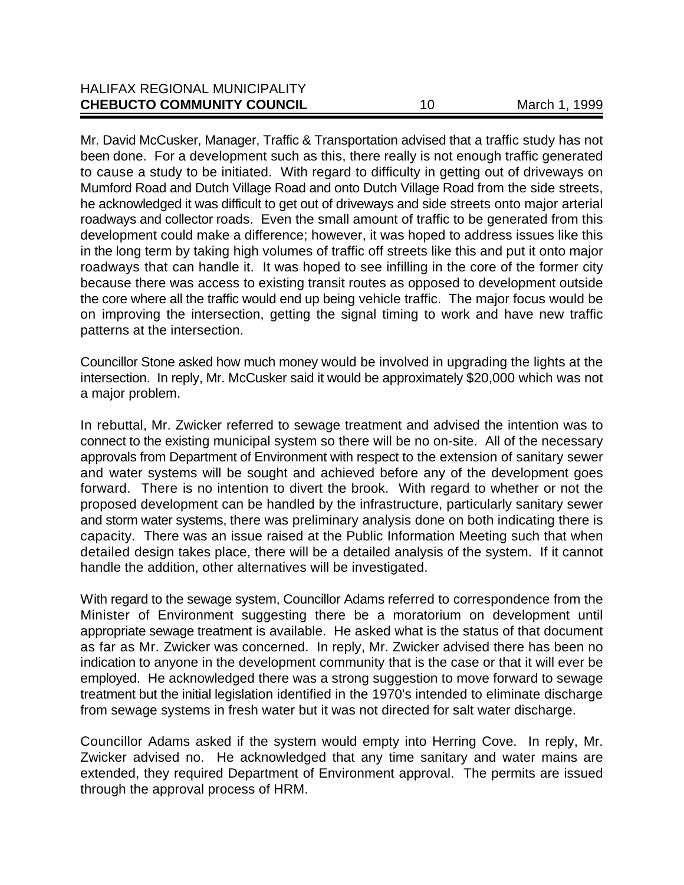Mr. David McCusker, Manager, Traffic & Transportation advised that a traffic study has not been done. For a development such as this, there really is not enough traffic generated to cause a study to be initiated. With regard to difficulty in getting out of driveways on Mumford Road and Dutch Village Road and onto Dutch Village Road from the side streets, he acknowledged it was difficult to get out of driveways and side streets onto major arterial roadways and collector roads. Even the small amount of traffic to be generated from this development could make a difference; however, it was hoped to address issues like this in the long term by taking high volumes of traffic off streets like this and put it onto major roadways that can handle it. It was hoped to see infilling in the core of the former city because there was access to existing transit routes as opposed to development outside the core where all the traffic would end up being vehicle traffic. The major focus would be on improving the intersection, getting the signal timing to work and have new traffic patterns at the intersection.

Councillor Stone asked how much money would be involved in upgrading the lights at the intersection. In reply, Mr. McCusker said it would be approximately $20,000 which was not a major problem.

In rebuttal, Mr. Zwicker referred to sewage treatment and advised the intention was to connect to the existing municipal system so there will be no on-site. All of the necessary approvals from Department of Environment with respect to the extension of sanitary sewer and water systems will be sought and achieved before any of the development goes forward. There is no intention to divert the brook. With regard to whether or not the proposed development can be handled by the infrastructure, particularly sanitary sewer and storm water systems, there was preliminary analysis done on both indicating there is capacity. There was an issue raised at the Public Information Meeting such that when detailed design takes place, there will be a detailed analysis of the system. If it cannot handle the addition, other alternatives will be investigated.

With regard to the sewage system, Councillor Adams referred to correspondence from the Minister of Environment suggesting there be a moratorium on development until appropriate sewage treatment is available. He asked what is the status of that document as far as Mr. Zwicker was concerned. In reply, Mr. Zwicker advised there has been no indication to anyone in the development community that is the case or that it will ever be employed. He acknowledged there was a strong suggestion to move forward to sewage treatment but the initial legislation identified in the 1970's intended to eliminate discharge from sewage systems in fresh water but it was not directed for salt water discharge.

Councillor Adams asked if the system would empty into Herring Cove. In reply, Mr. Zwicker advised no. He acknowledged that any time sanitary and water mains are extended, they required Department of Environment approval. The permits are issued through the approval process of HRM.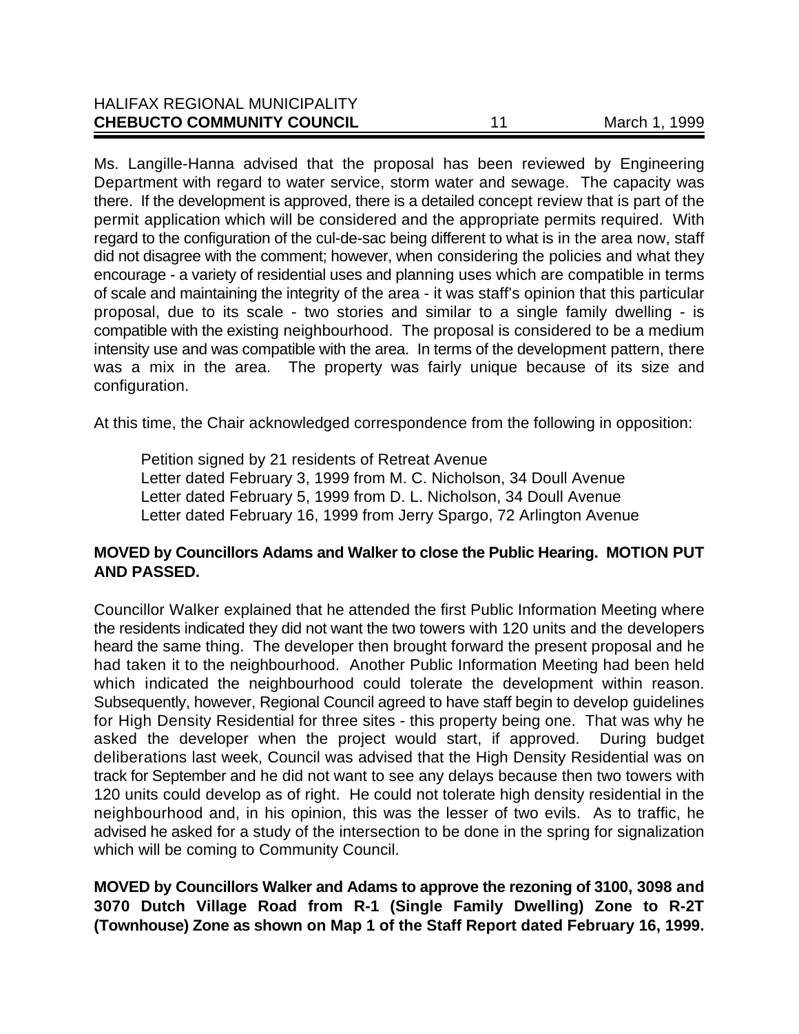Ms. Langille-Hanna advised that the proposal has been reviewed by Engineering Department with regard to water service, storm water and sewage. The capacity was there. If the development is approved, there is a detailed concept review that is part of the permit application which will be considered and the appropriate permits required. With regard to the configuration of the cul-de-sac being different to what is in the area now, staff did not disagree with the comment; however, when considering the policies and what they encourage - a variety of residential uses and planning uses which are compatible in terms of scale and maintaining the integrity of the area - it was staff's opinion that this particular proposal, due to its scale - two stories and similar to a single family dwelling - is compatible with the existing neighbourhood. The proposal is considered to be a medium intensity use and was compatible with the area. In terms of the development pattern, there was a mix in the area. The property was fairly unique because of its size and configuration.

At this time, the Chair acknowledged correspondence from the following in opposition:

Petition signed by 21 residents of Retreat Avenue
Letter dated February 3, 1999 from M. C. Nicholson, 34 Doull Avenue
Letter dated February 5, 1999 from D. L. Nicholson, 34 Doull Avenue
Letter dated February 16, 1999 from Jerry Spargo, 72 Arlington Avenue

**MOVED by Councillors Adams and Walker to close the Public Hearing. MOTION PUT AND PASSED.**

Councillor Walker explained that he attended the first Public Information Meeting where the residents indicated they did not want the two towers with 120 units and the developers heard the same thing. The developer then brought forward the present proposal and he had taken it to the neighbourhood. Another Public Information Meeting had been held which indicated the neighbourhood could tolerate the development within reason. Subsequently, however, Regional Council agreed to have staff begin to develop guidelines for High Density Residential for three sites - this property being one. That was why he asked the developer when the project would start, if approved. During budget deliberations last week, Council was advised that the High Density Residential was on track for September and he did not want to see any delays because then two towers with 120 units could develop as of right. He could not tolerate high density residential in the neighbourhood and, in his opinion, this was the lesser of two evils. As to traffic, he advised he asked for a study of the intersection to be done in the spring for signalization which will be coming to Community Council.

**MOVED by Councillors Walker and Adams to approve the rezoning of 3100, 3098 and 3070 Dutch Village Road from R-1 (Single Family Dwelling) Zone to R-2T (Townhouse) Zone as shown on Map 1 of the Staff Report dated February 16, 1999.**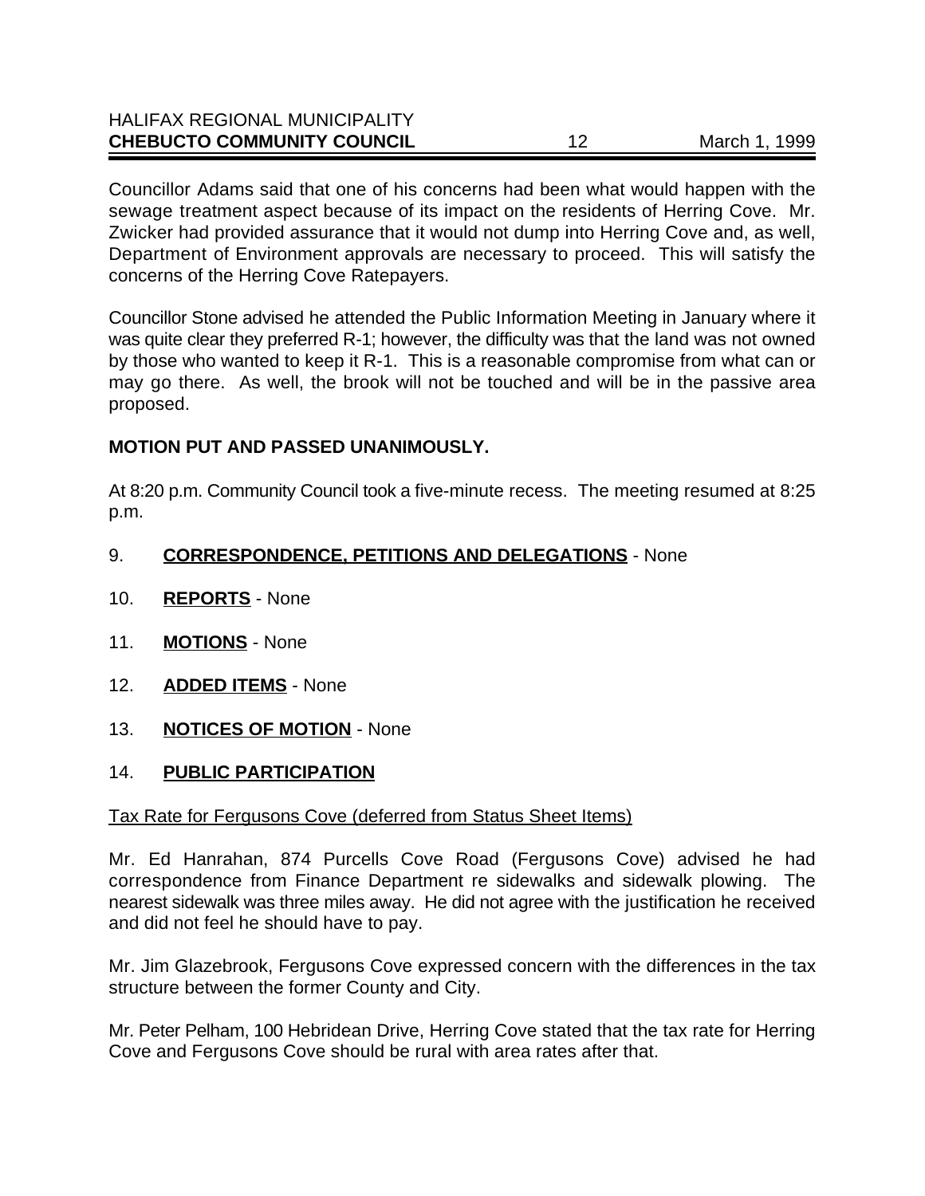Councillor Adams said that one of his concerns had been what would happen with the sewage treatment aspect because of its impact on the residents of Herring Cove. Mr. Zwicker had provided assurance that it would not dump into Herring Cove and, as well, Department of Environment approvals are necessary to proceed. This will satisfy the concerns of the Herring Cove Ratepayers.

Councillor Stone advised he attended the Public Information Meeting in January where it was quite clear they preferred R-1; however, the difficulty was that the land was not owned by those who wanted to keep it R-1. This is a reasonable compromise from what can or may go there. As well, the brook will not be touched and will be in the passive area proposed.

**MOTION PUT AND PASSED UNANIMOUSLY.**

At 8:20 p.m. Community Council took a five-minute recess. The meeting resumed at 8:25 p.m.

9. **CORRESPONDENCE, PETITIONS AND DELEGATIONS** - None

10. **REPORTS** - None

11. **MOTIONS** - None

12. **ADDED ITEMS** - None

13. **NOTICES OF MOTION** - None

14. **PUBLIC PARTICIPATION**

Tax Rate for Fergusons Cove (deferred from Status Sheet Items)

Mr. Ed Hanrahan, 874 Purcells Cove Road (Fergusons Cove) advised he had correspondence from Finance Department re sidewalks and sidewalk plowing. The nearest sidewalk was three miles away. He did not agree with the justification he received and did not feel he should have to pay.

Mr. Jim Glazebrook, Fergusons Cove expressed concern with the differences in the tax structure between the former County and City.

Mr. Peter Pelham, 100 Hebridean Drive, Herring Cove stated that the tax rate for Herring Cove and Fergusons Cove should be rural with area rates after that.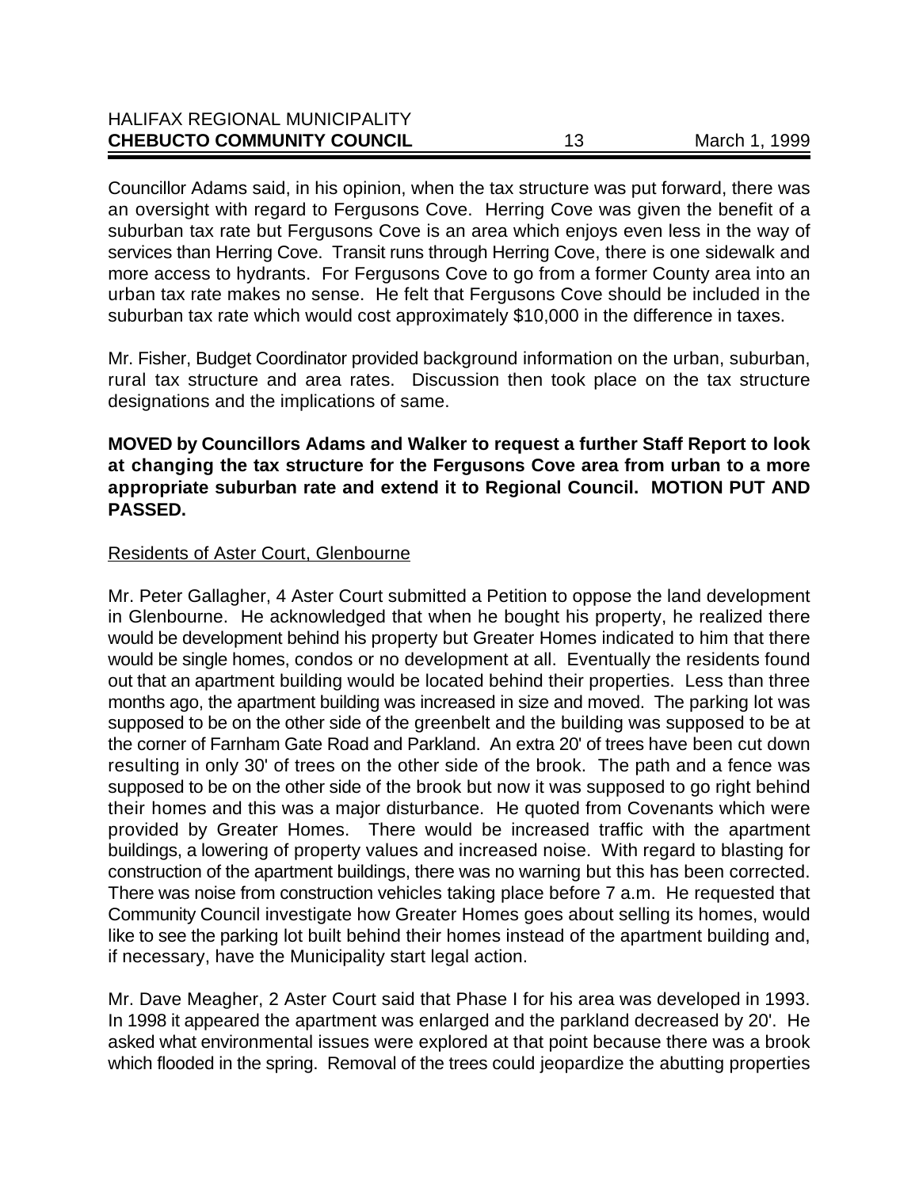Councillor Adams said, in his opinion, when the tax structure was put forward, there was an oversight with regard to Fergusons Cove. Herring Cove was given the benefit of a suburban tax rate but Fergusons Cove is an area which enjoys even less in the way of services than Herring Cove. Transit runs through Herring Cove, there is one sidewalk and more access to hydrants. For Fergusons Cove to go from a former County area into an urban tax rate makes no sense. He felt that Fergusons Cove should be included in the suburban tax rate which would cost approximately $10,000 in the difference in taxes.

Mr. Fisher, Budget Coordinator provided background information on the urban, suburban, rural tax structure and area rates. Discussion then took place on the tax structure designations and the implications of same.

**MOVED by Councillors Adams and Walker to request a further Staff Report to look at changing the tax structure for the Fergusons Cove area from urban to a more appropriate suburban rate and extend it to Regional Council. MOTION PUT AND PASSED.**

Residents of Aster Court, Glenbourne

Mr. Peter Gallagher, 4 Aster Court submitted a Petition to oppose the land development in Glenbourne. He acknowledged that when he bought his property, he realized there would be development behind his property but Greater Homes indicated to him that there would be single homes, condos or no development at all. Eventually the residents found out that an apartment building would be located behind their properties. Less than three months ago, the apartment building was increased in size and moved. The parking lot was supposed to be on the other side of the greenbelt and the building was supposed to be at the corner of Farnham Gate Road and Parkland. An extra 20' of trees have been cut down resulting in only 30' of trees on the other side of the brook. The path and a fence was supposed to be on the other side of the brook but now it was supposed to go right behind their homes and this was a major disturbance. He quoted from Covenants which were provided by Greater Homes. There would be increased traffic with the apartment buildings, a lowering of property values and increased noise. With regard to blasting for construction of the apartment buildings, there was no warning but this has been corrected. There was noise from construction vehicles taking place before 7 a.m. He requested that Community Council investigate how Greater Homes goes about selling its homes, would like to see the parking lot built behind their homes instead of the apartment building and, if necessary, have the Municipality start legal action.

Mr. Dave Meagher, 2 Aster Court said that Phase I for his area was developed in 1993. In 1998 it appeared the apartment was enlarged and the parkland decreased by 20'. He asked what environmental issues were explored at that point because there was a brook which flooded in the spring. Removal of the trees could jeopardize the abutting properties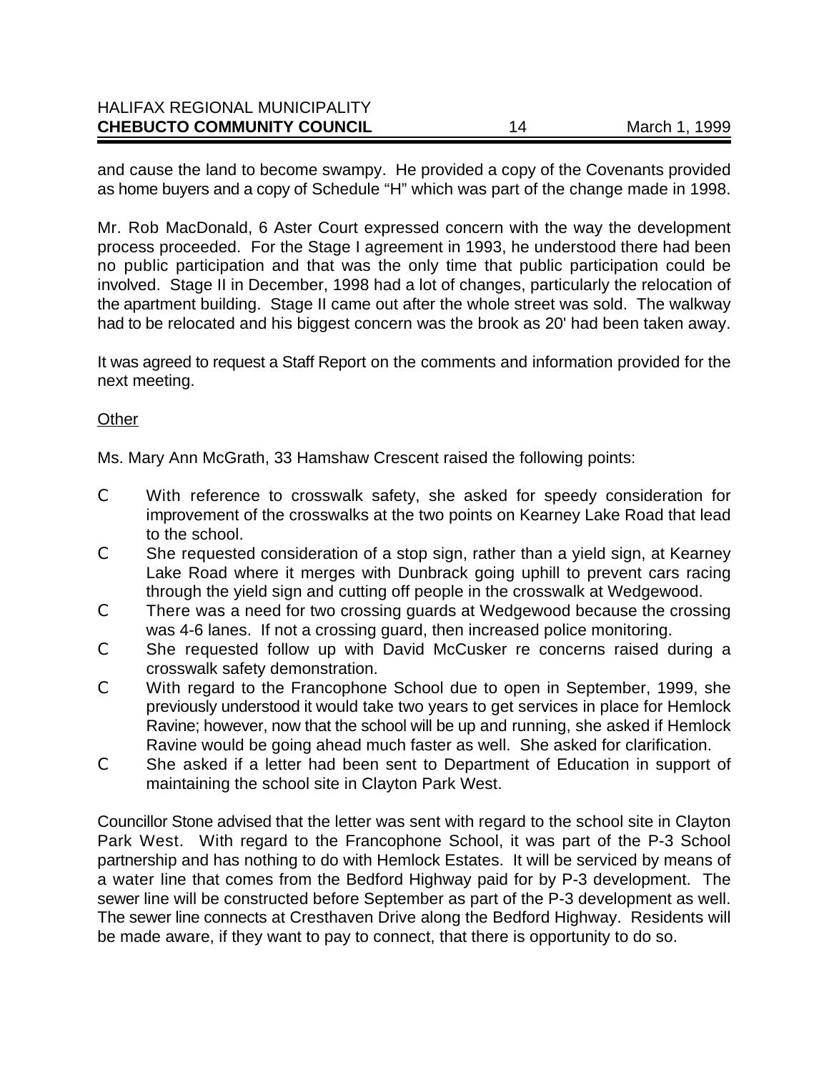and cause the land to become swampy. He provided a copy of the Covenants provided as home buyers and a copy of Schedule "H" which was part of the change made in 1998.

Mr. Rob MacDonald, 6 Aster Court expressed concern with the way the development process proceeded. For the Stage I agreement in 1993, he understood there had been no public participation and that was the only time that public participation could be involved. Stage II in December, 1998 had a lot of changes, particularly the relocation of the apartment building. Stage II came out after the whole street was sold. The walkway had to be relocated and his biggest concern was the brook as 20' had been taken away.

It was agreed to request a Staff Report on the comments and information provided for the next meeting.

Other

Ms. Mary Ann McGrath, 33 Hamshaw Crescent raised the following points:

- With reference to crosswalk safety, she asked for speedy consideration for improvement of the crosswalks at the two points on Kearney Lake Road that lead to the school.
- She requested consideration of a stop sign, rather than a yield sign, at Kearney Lake Road where it merges with Dunbrack going uphill to prevent cars racing through the yield sign and cutting off people in the crosswalk at Wedgewood.
- There was a need for two crossing guards at Wedgewood because the crossing was 4-6 lanes. If not a crossing guard, then increased police monitoring.
- She requested follow up with David McCusker re concerns raised during a crosswalk safety demonstration.
- With regard to the Francophone School due to open in September, 1999, she previously understood it would take two years to get services in place for Hemlock Ravine; however, now that the school will be up and running, she asked if Hemlock Ravine would be going ahead much faster as well. She asked for clarification.
- She asked if a letter had been sent to Department of Education in support of maintaining the school site in Clayton Park West.

Councillor Stone advised that the letter was sent with regard to the school site in Clayton Park West. With regard to the Francophone School, it was part of the P-3 School partnership and has nothing to do with Hemlock Estates. It will be serviced by means of a water line that comes from the Bedford Highway paid for by P-3 development. The sewer line will be constructed before September as part of the P-3 development as well. The sewer line connects at Cresthaven Drive along the Bedford Highway. Residents will be made aware, if they want to pay to connect, that there is opportunity to do so.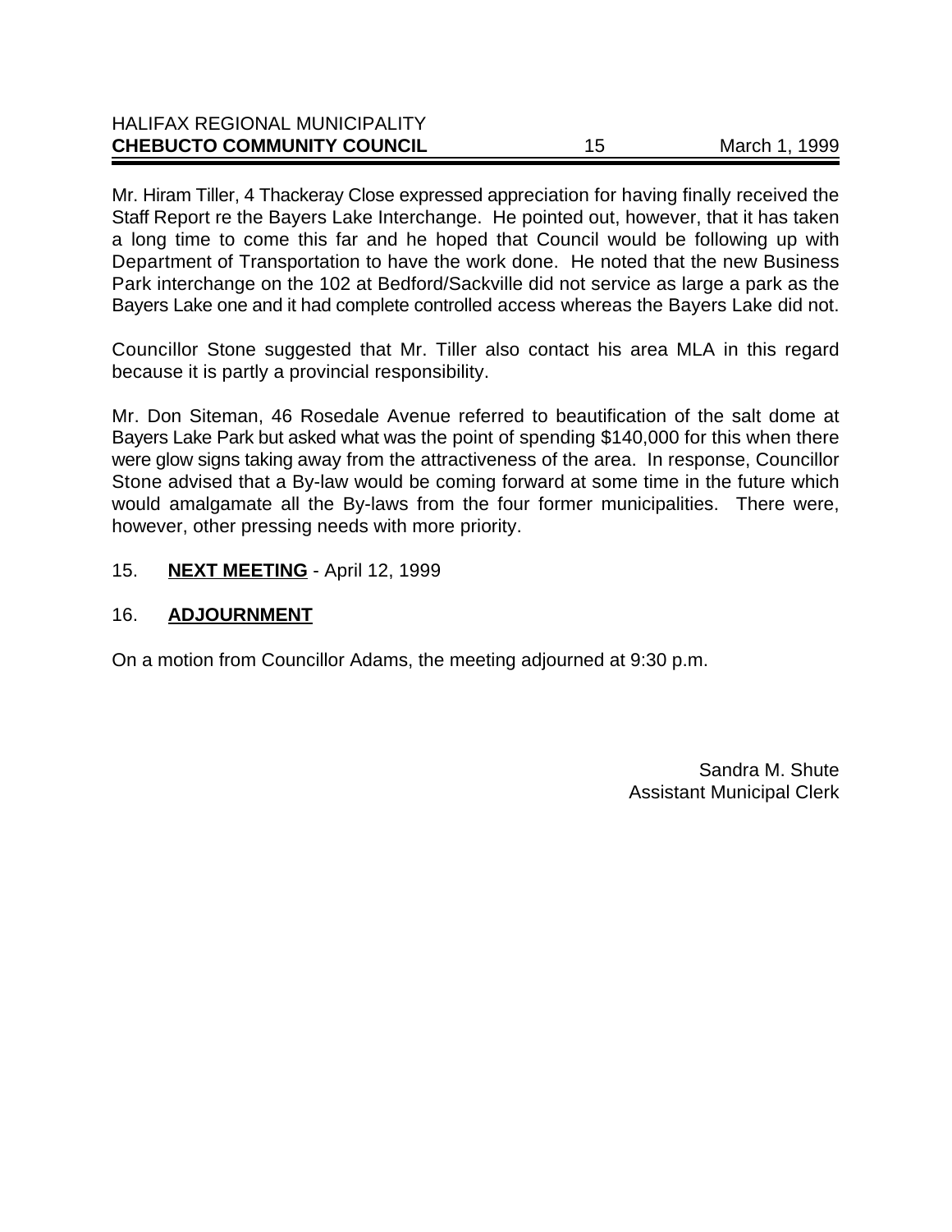Mr. Hiram Tiller, 4 Thackeray Close expressed appreciation for having finally received the Staff Report re the Bayers Lake Interchange. He pointed out, however, that it has taken a long time to come this far and he hoped that Council would be following up with Department of Transportation to have the work done. He noted that the new Business Park interchange on the 102 at Bedford/Sackville did not service as large a park as the Bayers Lake one and it had complete controlled access whereas the Bayers Lake did not.

Councillor Stone suggested that Mr. Tiller also contact his area MLA in this regard because it is partly a provincial responsibility.

Mr. Don Siteman, 46 Rosedale Avenue referred to beautification of the salt dome at Bayers Lake Park but asked what was the point of spending $140,000 for this when there were glow signs taking away from the attractiveness of the area. In response, Councillor Stone advised that a By-law would be coming forward at some time in the future which would amalgamate all the By-laws from the four former municipalities. There were, however, other pressing needs with more priority.

15. **NEXT MEETING** - April 12, 1999

16. **ADJOURNMENT**

On a motion from Councillor Adams, the meeting adjourned at 9:30 p.m.

Sandra M. Shute
Assistant Municipal Clerk